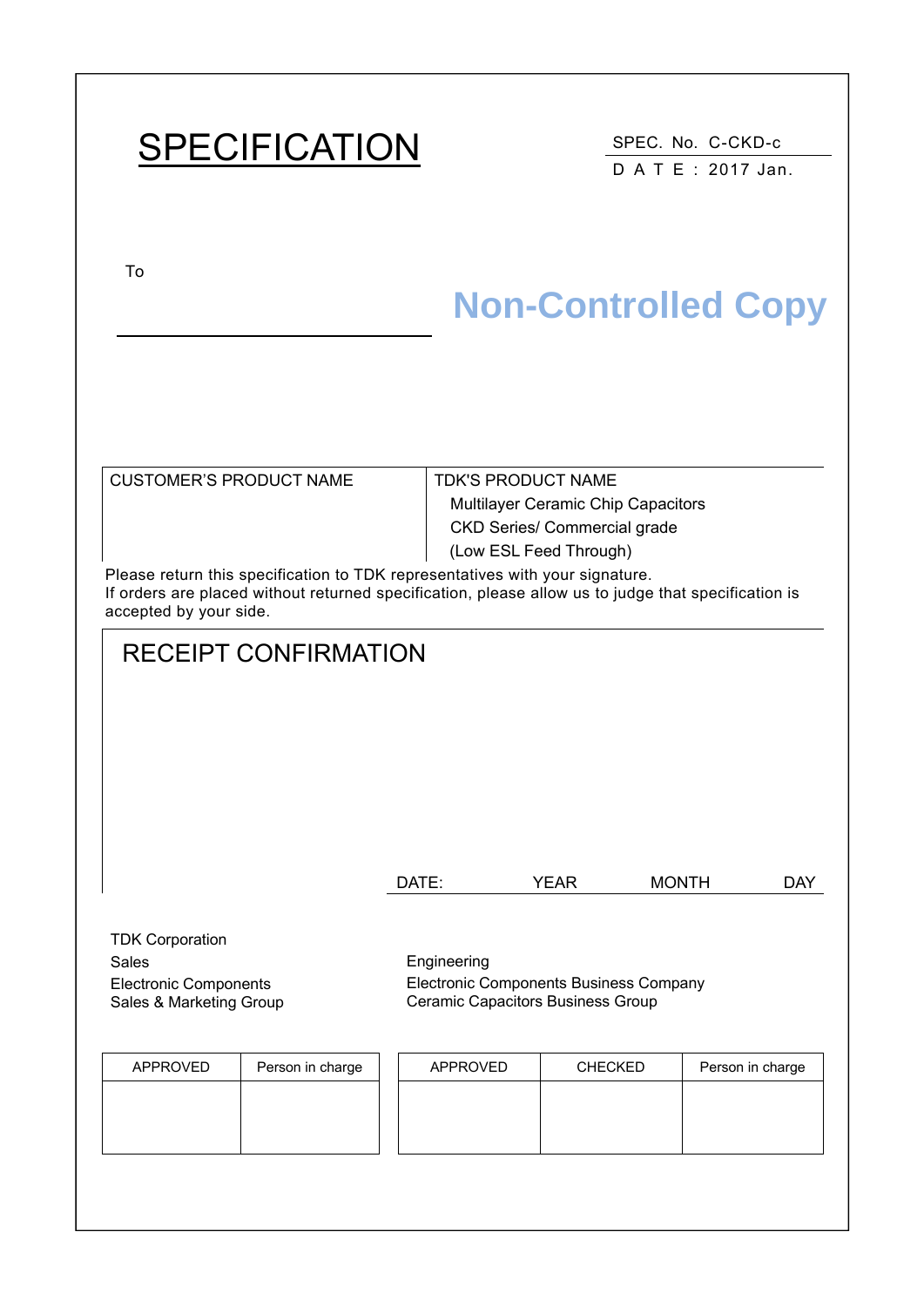# SPECIFICATION

SPEC. No. C-CKD-c
D A T E : 2017 Jan.

To

Non-Controlled Copy

| CUSTOMER'S PRODUCT NAME | TDK'S PRODUCT NAME<br>Multilayer Ceramic Chip Capacitors<br>CKD Series/ Commercial grade<br>(Low ESL Feed Through) |
|---|---|

Please return this specification to TDK representatives with your signature.
If orders are placed without returned specification, please allow us to judge that specification is accepted by your side.

## RECEIPT CONFIRMATION

DATE: YEAR MONTH DAY

TDK Corporation
Sales
Electronic Components
Sales & Marketing Group

Engineering
Electronic Components Business Company
Ceramic Capacitors Business Group

| APPROVED | Person in charge |
|---|---|
| | |

| APPROVED | CHECKED | Person in charge |
|---|---|---|
| | | |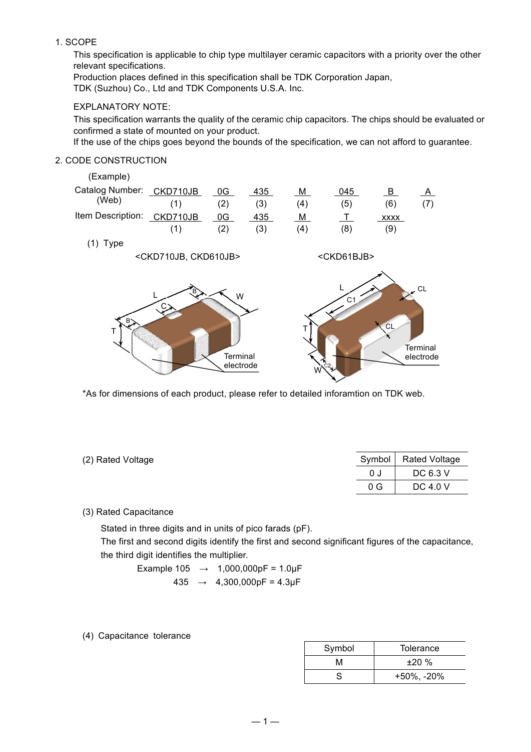## 1. SCOPE

This specification is applicable to chip type multilayer ceramic capacitors with a priority over the other relevant specifications.
Production places defined in this specification shall be TDK Corporation Japan,
TDK (Suzhou) Co., Ltd and TDK Components U.S.A. Inc.

EXPLANATORY NOTE:
This specification warrants the quality of the ceramic chip capacitors. The chips should be evaluated or confirmed a state of mounted on your product.
If the use of the chips goes beyond the bounds of the specification, we can not afford to guarantee.

## 2. CODE CONSTRUCTION

(Example)

| | | | | | | | |
|---|---|---|---|---|---|---|---|
| Catalog Number: (Web) | CKD710JB | 0G | 435 | M | 045 | B | A |
| | (1) | (2) | (3) | (4) | (5) | (6) | (7) |
| Item Description: | CKD710JB | 0G | 435 | M | T | xxxx | |
| | (1) | (2) | (3) | (4) | (8) | (9) | |

(1) Type

<CKD710JB, CKD610JB>　　　　<CKD61BJB>

L, B, C, W, T, Terminal electrode　　　　L, C1, CL, T, W, C2, Terminal electrode

*As for dimensions of each product, please refer to detailed inforamtion on TDK web.

(2) Rated Voltage

| Symbol | Rated Voltage |
|---|---|
| 0 J | DC 6.3 V |
| 0 G | DC 4.0 V |

(3) Rated Capacitance

Stated in three digits and in units of pico farads (pF).
The first and second digits identify the first and second significant figures of the capacitance, the third digit identifies the multiplier.

Example 105 → 1,000,000pF = 1.0μF
435 → 4,300,000pF = 4.3μF

(4) Capacitance tolerance

| Symbol | Tolerance |
|---|---|
| M | ±20 % |
| S | +50%, -20% |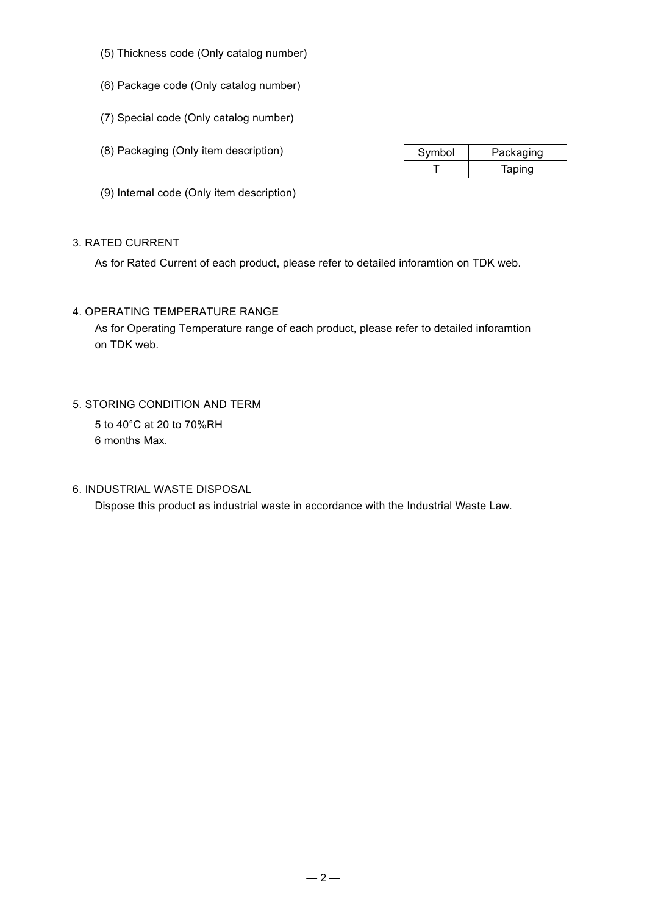(5) Thickness code (Only catalog number)

(6) Package code (Only catalog number)

(7) Special code (Only catalog number)

(8) Packaging (Only item description)

| Symbol | Packaging |
| --- | --- |
| T | Taping |

(9) Internal code (Only item description)

## 3. RATED CURRENT

As for Rated Current of each product, please refer to detailed inforamtion on TDK web.

## 4. OPERATING TEMPERATURE RANGE

As for Operating Temperature range of each product, please refer to detailed inforamtion on TDK web.

## 5. STORING CONDITION AND TERM

5 to 40°C at 20 to 70%RH
6 months Max.

## 6. INDUSTRIAL WASTE DISPOSAL

Dispose this product as industrial waste in accordance with the Industrial Waste Law.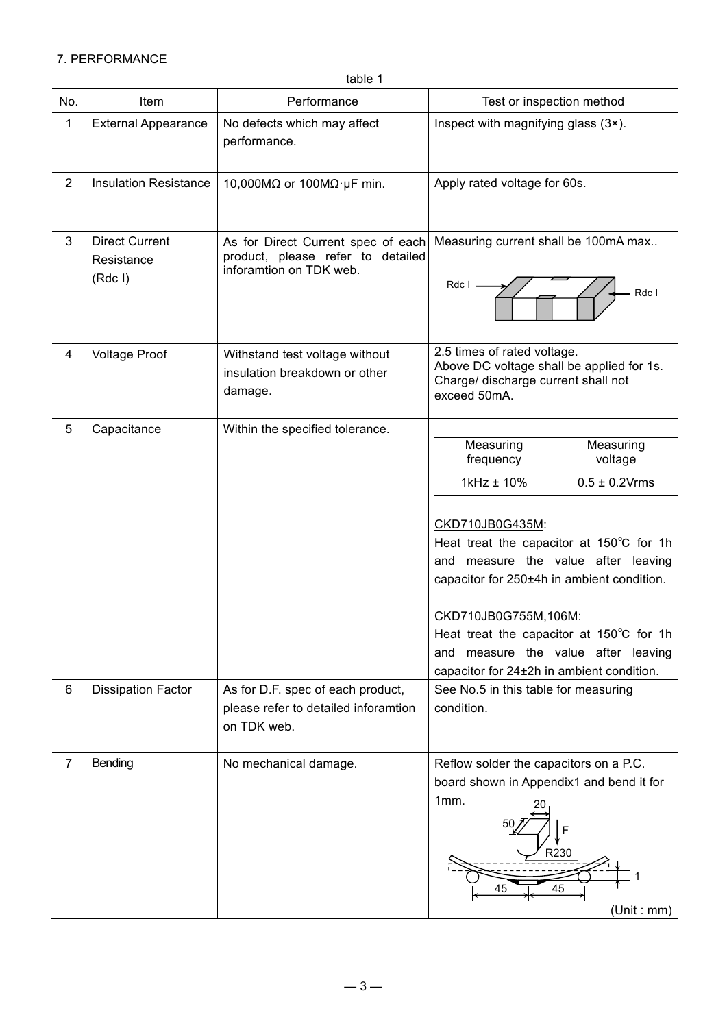7. PERFORMANCE

table 1

| No. | Item | Performance | Test or inspection method |
|---|---|---|---|
| 1 | External Appearance | No defects which may affect performance. | Inspect with magnifying glass (3×). |
| 2 | Insulation Resistance | 10,000MΩ or 100MΩ·μF min. | Apply rated voltage for 60s. |
| 3 | Direct Current Resistance (Rdc I) | As for Direct Current spec of each product, please refer to detailed inforamtion on TDK web. | Measuring current shall be 100mA max.. Rdc I Rdc I |
| 4 | Voltage Proof | Withstand test voltage without insulation breakdown or other damage. | 2.5 times of rated voltage. Above DC voltage shall be applied for 1s. Charge/ discharge current shall not exceed 50mA. |
| 5 | Capacitance | Within the specified tolerance. | Measuring frequency: 1kHz ± 10%; Measuring voltage: 0.5 ± 0.2Vrms<br><br>CKD710JB0G435M:<br>Heat treat the capacitor at 150℃ for 1h and measure the value after leaving capacitor for 250±4h in ambient condition.<br><br>CKD710JB0G755M,106M:<br>Heat treat the capacitor at 150℃ for 1h and measure the value after leaving capacitor for 24±2h in ambient condition. |
| 6 | Dissipation Factor | As for D.F. spec of each product, please refer to detailed inforamtion on TDK web. | See No.5 in this table for measuring condition. |
| 7 | Bending | No mechanical damage. | Reflow solder the capacitors on a P.C. board shown in Appendix1 and bend it for 1mm.<br>20, 50, F, R230, 1, 45, 45<br>(Unit : mm) |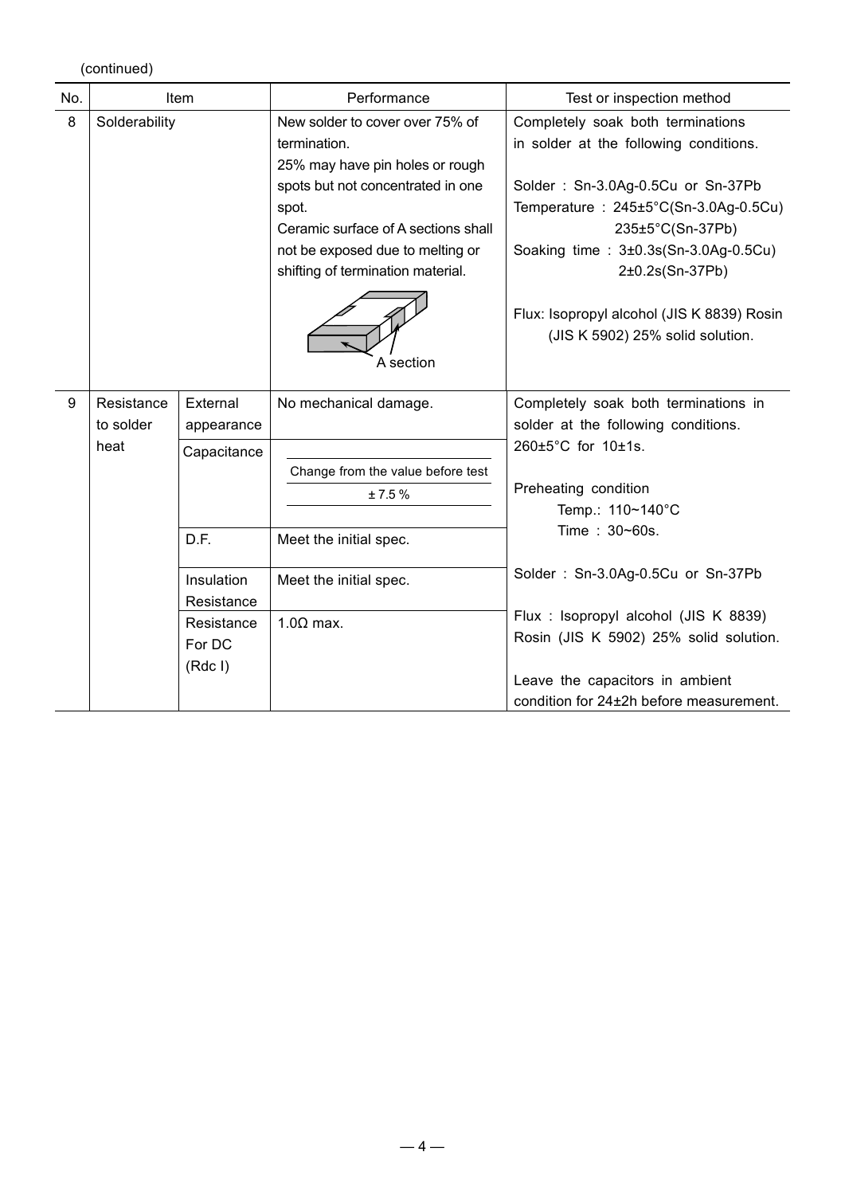(continued)

| No. | Item | | Performance | Test or inspection method |
|---|---|---|---|---|
| 8 | Solderability | | New solder to cover over 75% of termination.<br>25% may have pin holes or rough spots but not concentrated in one spot.<br>Ceramic surface of A sections shall not be exposed due to melting or shifting of termination material.<br>A section | Completely soak both terminations in solder at the following conditions.<br><br>Solder : Sn-3.0Ag-0.5Cu or Sn-37Pb<br>Temperature : 245±5°C(Sn-3.0Ag-0.5Cu)<br>235±5°C(Sn-37Pb)<br>Soaking time : 3±0.3s(Sn-3.0Ag-0.5Cu)<br>2±0.2s(Sn-37Pb)<br><br>Flux: Isopropyl alcohol (JIS K 8839) Rosin (JIS K 5902) 25% solid solution. |
| 9 | Resistance to solder heat | External appearance | No mechanical damage. | Completely soak both terminations in solder at the following conditions.<br>260±5°C for 10±1s.<br><br>Preheating condition<br>Temp.: 110~140°C<br>Time : 30~60s.<br><br>Solder : Sn-3.0Ag-0.5Cu or Sn-37Pb<br><br>Flux : Isopropyl alcohol (JIS K 8839) Rosin (JIS K 5902) 25% solid solution.<br><br>Leave the capacitors in ambient condition for 24±2h before measurement. |
| | | Capacitance | Change from the value before test<br>± 7.5 % | |
| | | D.F. | Meet the initial spec. | |
| | | Insulation Resistance | Meet the initial spec. | |
| | | Resistance For DC (Rdc I) | 1.0Ω max. | |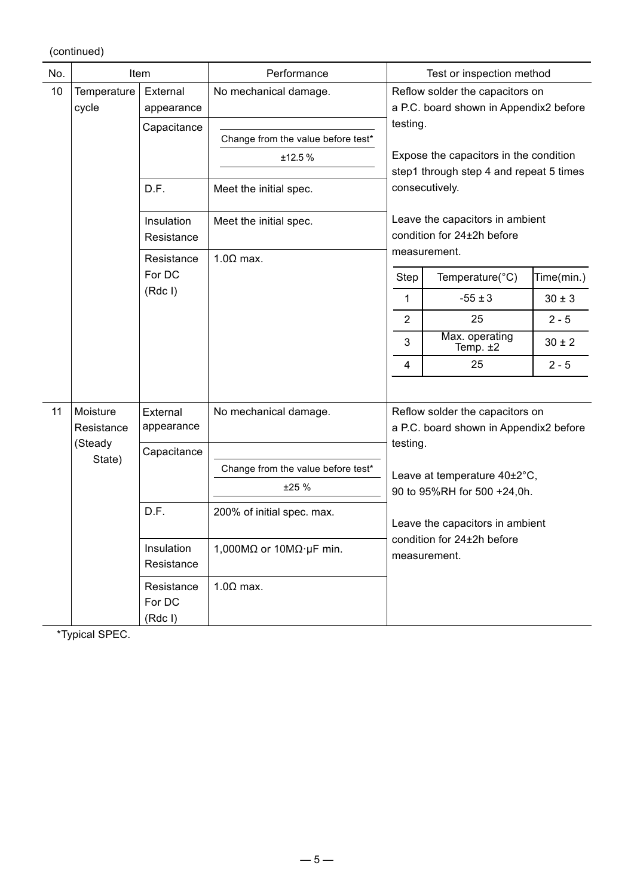(continued)

| No. | Item | | Performance | Test or inspection method |
|---|---|---|---|---|
| 10 | Temperature cycle | External appearance | No mechanical damage. | Reflow solder the capacitors on a P.C. board shown in Appendix2 before testing.<br><br>Expose the capacitors in the condition step1 through step 4 and repeat 5 times consecutively.<br><br>Leave the capacitors in ambient condition for 24±2h before measurement. |
| | | Capacitance | Change from the value before test*<br>±12.5 % | |
| | | D.F. | Meet the initial spec. | |
| | | Insulation Resistance | Meet the initial spec. | |
| | | Resistance For DC (Rdc I) | 1.0Ω max. | |
| 11 | Moisture Resistance (Steady State) | External appearance | No mechanical damage. | Reflow solder the capacitors on a P.C. board shown in Appendix2 before testing.<br><br>Leave at temperature 40±2°C, 90 to 95%RH for 500 +24,0h.<br><br>Leave the capacitors in ambient condition for 24±2h before measurement. |
| | | Capacitance | Change from the value before test*<br>±25 % | |
| | | D.F. | 200% of initial spec. max. | |
| | | Insulation Resistance | 1,000MΩ or 10MΩ·μF min. | |
| | | Resistance For DC (Rdc I) | 1.0Ω max. | |

Temperature cycle conditions (No. 10):

| Step | Temperature(°C) | Time(min.) |
|---|---|---|
| 1 | -55 ± 3 | 30 ± 3 |
| 2 | 25 | 2 - 5 |
| 3 | Max. operating Temp. ±2 | 30 ± 2 |
| 4 | 25 | 2 - 5 |

*Typical SPEC.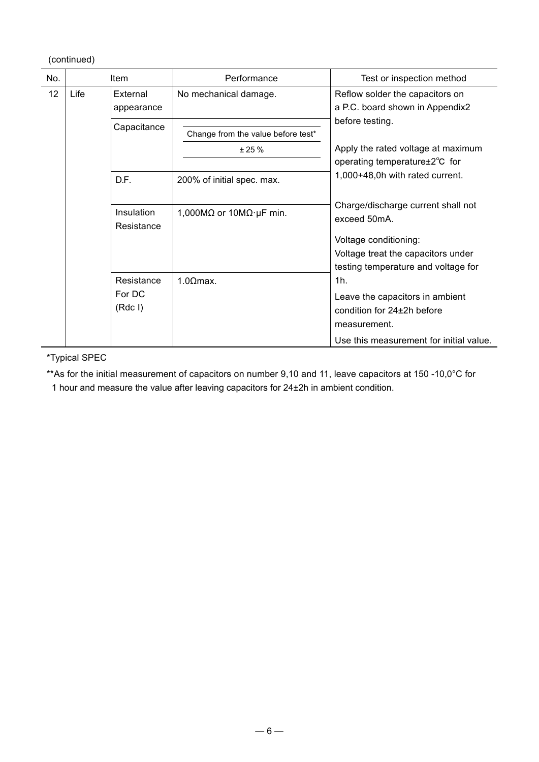(continued)

| No. | Item | | Performance | Test or inspection method |
|---|---|---|---|---|
| 12 | Life | External appearance | No mechanical damage. | Reflow solder the capacitors on a P.C. board shown in Appendix2 before testing.<br><br>Apply the rated voltage at maximum operating temperature±2℃ for 1,000+48,0h with rated current.<br><br>Charge/discharge current shall not exceed 50mA.<br><br>Voltage conditioning:<br>Voltage treat the capacitors under testing temperature and voltage for 1h.<br><br>Leave the capacitors in ambient condition for 24±2h before measurement.<br><br>Use this measurement for initial value. |
| | | Capacitance | Change from the value before test*<br>± 25 % | |
| | | D.F. | 200% of initial spec. max. | |
| | | Insulation Resistance | 1,000MΩ or 10MΩ·μF min. | |
| | | Resistance For DC (Rdc I) | 1.0Ωmax. | |

*Typical SPEC

**As for the initial measurement of capacitors on number 9,10 and 11, leave capacitors at 150 -10,0°C for 1 hour and measure the value after leaving capacitors for 24±2h in ambient condition.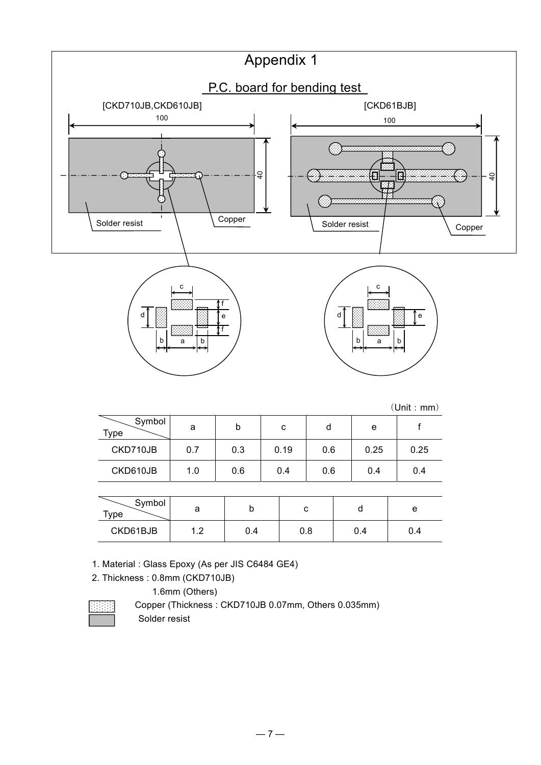# Appendix 1

## P.C. board for bending test

[CKD710JB,CKD610JB]

100

40

Solder resist

Copper

[CKD61BJB]

100

40

Solder resist

Copper

(Unit : mm)

| Type \ Symbol | a | b | c | d | e | f |
|---|---|---|---|---|---|---|
| CKD710JB | 0.7 | 0.3 | 0.19 | 0.6 | 0.25 | 0.25 |
| CKD610JB | 1.0 | 0.6 | 0.4 | 0.6 | 0.4 | 0.4 |

| Type \ Symbol | a | b | c | d | e |
|---|---|---|---|---|---|
| CKD61BJB | 1.2 | 0.4 | 0.8 | 0.4 | 0.4 |

1. Material : Glass Epoxy (As per JIS C6484 GE4)
2. Thickness : 0.8mm (CKD710JB)
   1.6mm (Others)

Copper (Thickness : CKD710JB 0.07mm, Others 0.035mm)

Solder resist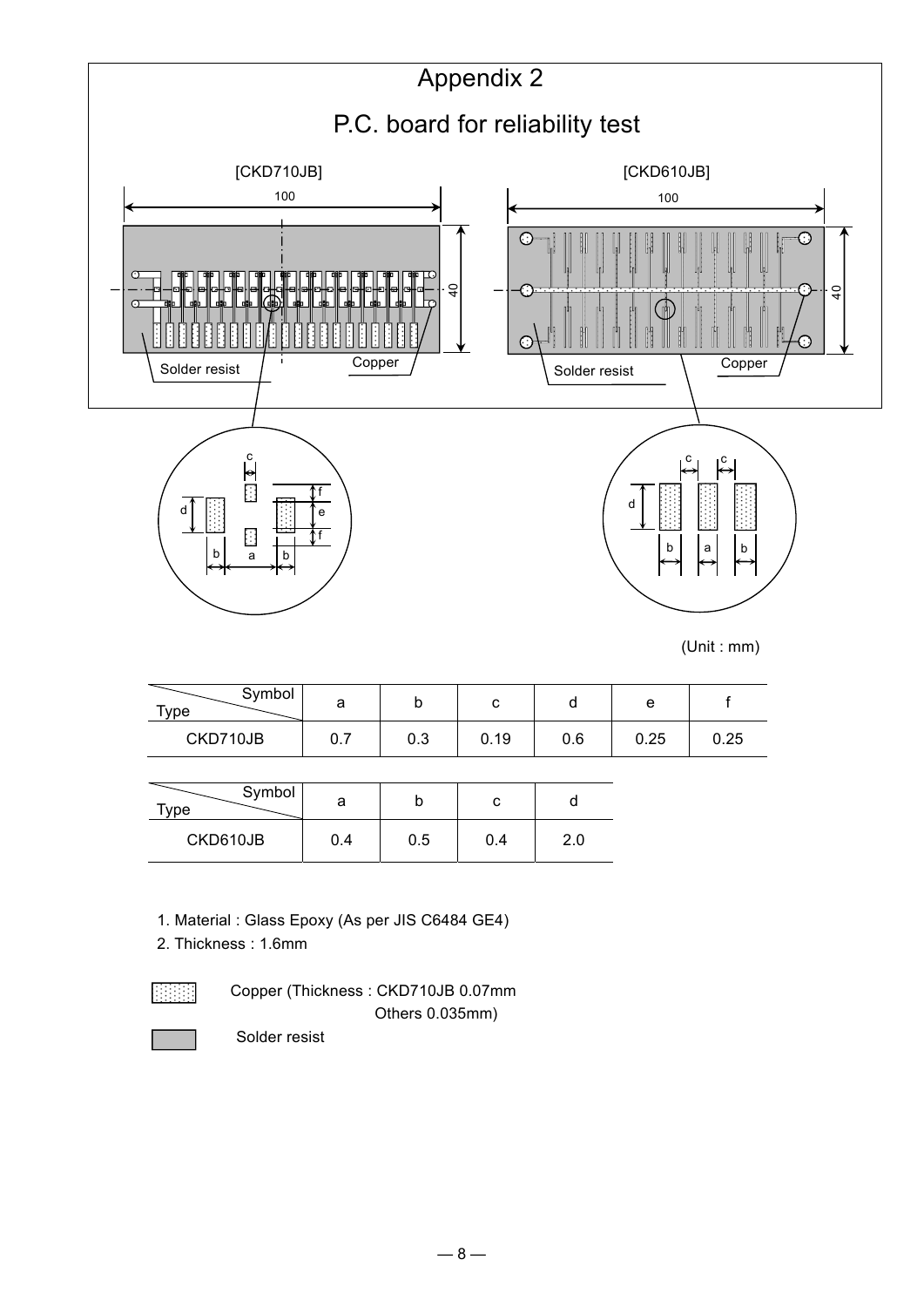# Appendix 2

## P.C. board for reliability test

[CKD710JB]

[CKD610JB]

(Unit : mm)

| Type \ Symbol | a | b | c | d | e | f |
|---|---|---|---|---|---|---|
| CKD710JB | 0.7 | 0.3 | 0.19 | 0.6 | 0.25 | 0.25 |

| Type \ Symbol | a | b | c | d |
|---|---|---|---|---|
| CKD610JB | 0.4 | 0.5 | 0.4 | 2.0 |

1. Material : Glass Epoxy (As per JIS C6484 GE4)
2. Thickness : 1.6mm

Copper (Thickness : CKD710JB 0.07mm
Others 0.035mm)

Solder resist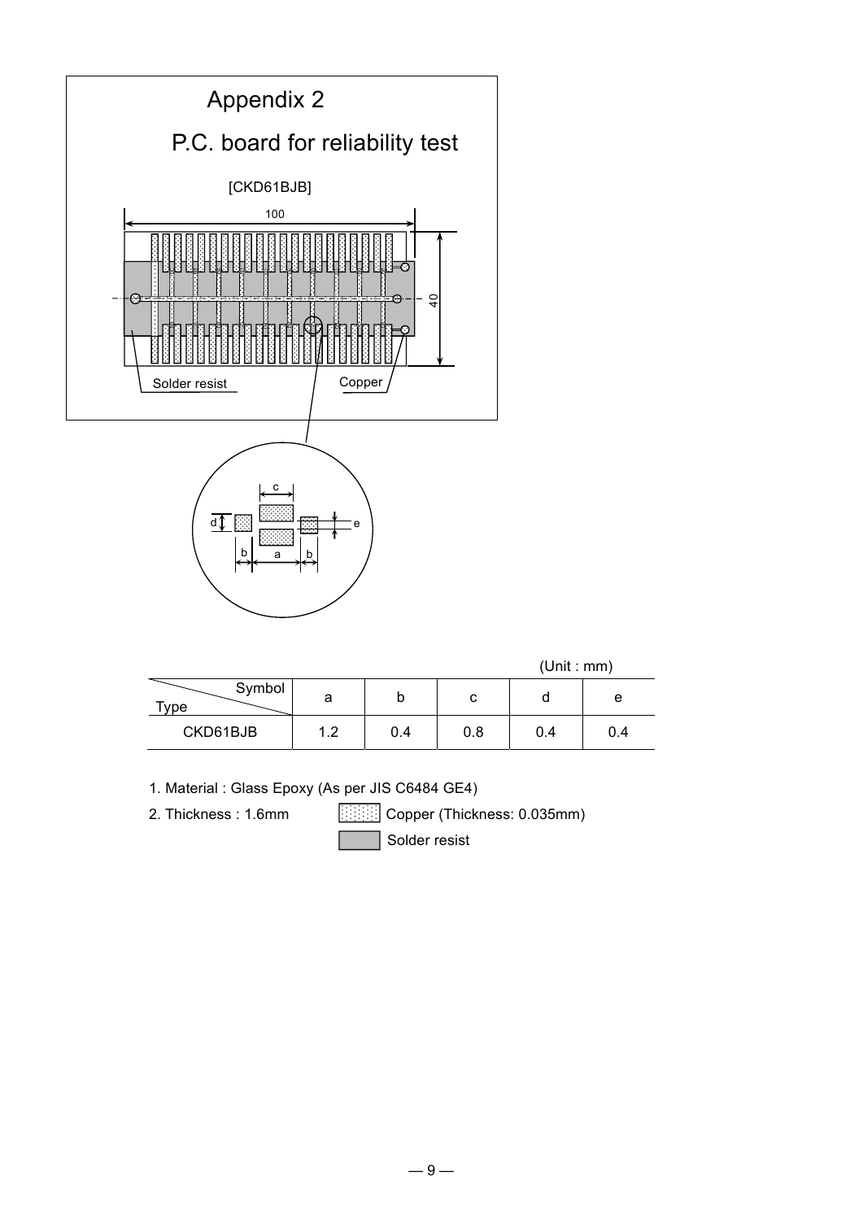# Appendix 2

## P.C. board for reliability test

[CKD61BJB]

(Unit : mm)

| Type \ Symbol | a | b | c | d | e |
|---|---|---|---|---|---|
| CKD61BJB | 1.2 | 0.4 | 0.8 | 0.4 | 0.4 |

1. Material : Glass Epoxy (As per JIS C6484 GE4)
2. Thickness : 1.6mm

Copper (Thickness: 0.035mm)

Solder resist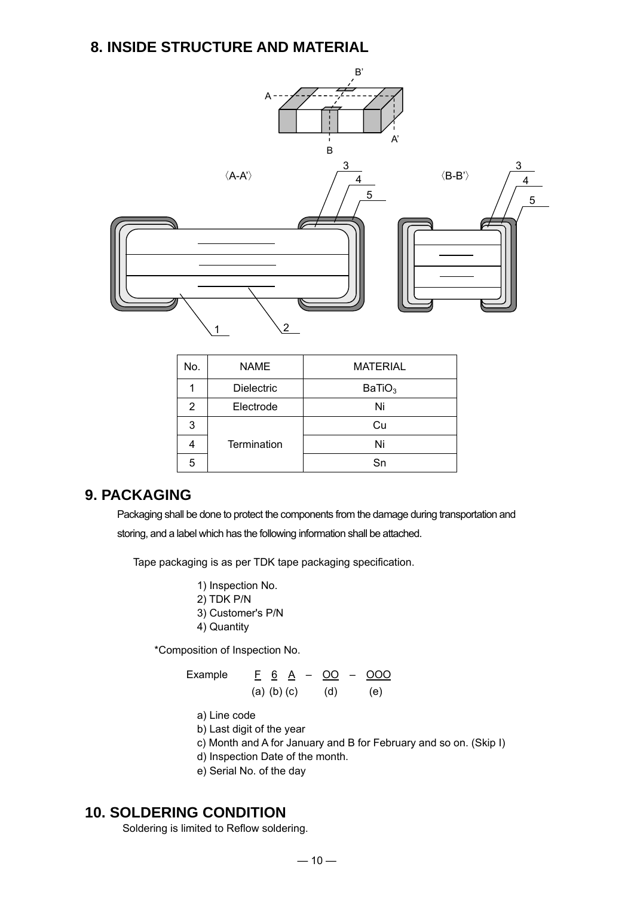## 8. INSIDE STRUCTURE AND MATERIAL

〈A-A'〉 〈B-B'〉

| No. | NAME | MATERIAL |
|---|---|---|
| 1 | Dielectric | $BaTiO_3$ |
| 2 | Electrode | Ni |
| 3 | Termination | Cu |
| 4 | | Ni |
| 5 | | Sn |

## 9. PACKAGING

Packaging shall be done to protect the components from the damage during transportation and storing, and a label which has the following information shall be attached.

Tape packaging is as per TDK tape packaging specification.

1) Inspection No.
2) TDK P/N
3) Customer's P/N
4) Quantity

*Composition of Inspection No.

Example F 6 A – OO – OOO
(a) (b) (c) (d) (e)

a) Line code
b) Last digit of the year
c) Month and A for January and B for February and so on. (Skip I)
d) Inspection Date of the month.
e) Serial No. of the day

## 10. SOLDERING CONDITION

Soldering is limited to Reflow soldering.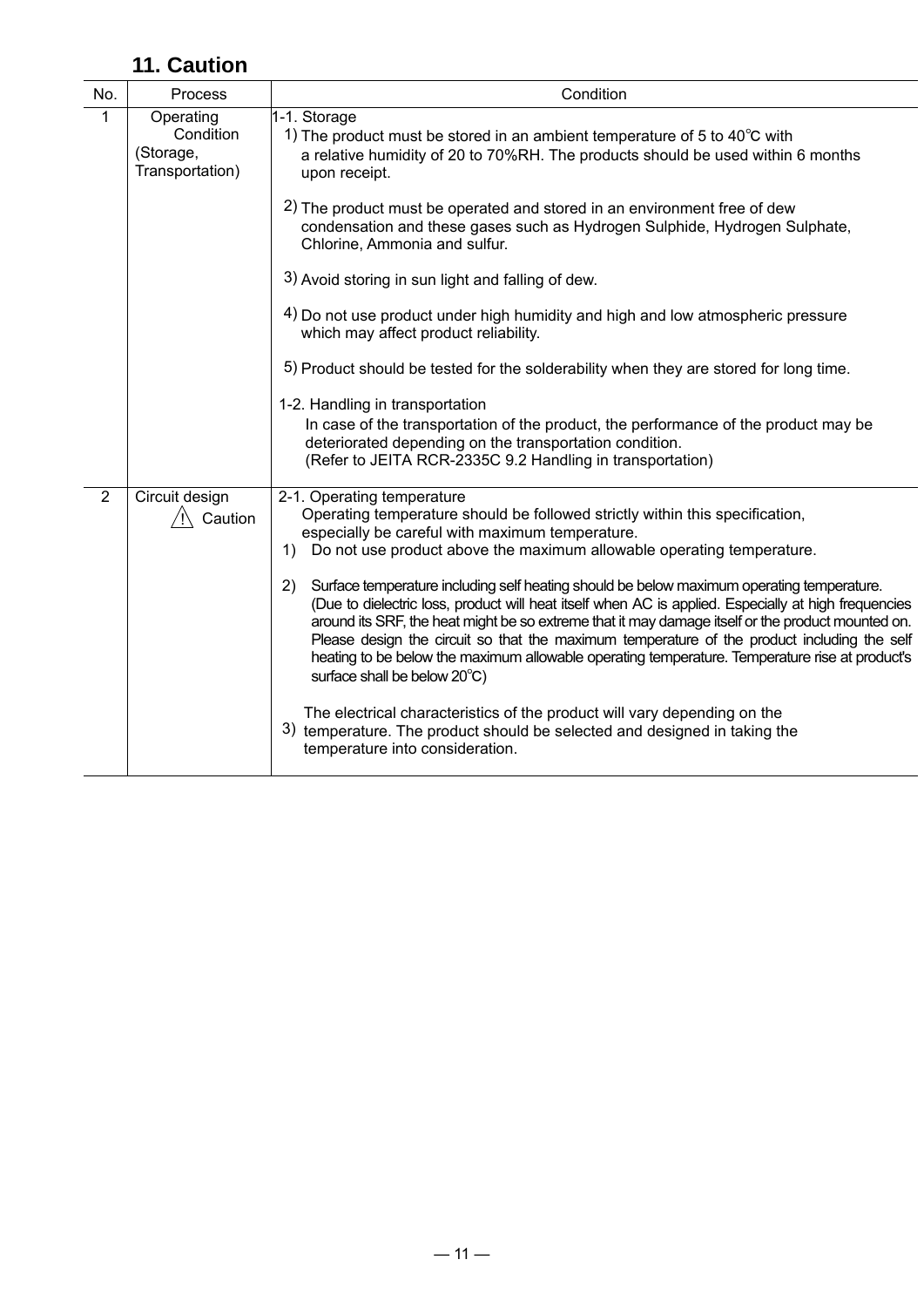## 11. Caution

| No. | Process | Condition |
|---|---|---|
| 1 | Operating Condition (Storage, Transportation) | 1-1. Storage<br>1) The product must be stored in an ambient temperature of 5 to 40℃ with a relative humidity of 20 to 70%RH. The products should be used within 6 months upon receipt.<br><br>2) The product must be operated and stored in an environment free of dew condensation and these gases such as Hydrogen Sulphide, Hydrogen Sulphate, Chlorine, Ammonia and sulfur.<br><br>3) Avoid storing in sun light and falling of dew.<br><br>4) Do not use product under high humidity and high and low atmospheric pressure which may affect product reliability.<br><br>5) Product should be tested for the solderability when they are stored for long time.<br><br>1-2. Handling in transportation<br>In case of the transportation of the product, the performance of the product may be deteriorated depending on the transportation condition.<br>(Refer to JEITA RCR-2335C 9.2 Handling in transportation) |
| 2 | Circuit design ⚠ Caution | 2-1. Operating temperature<br>Operating temperature should be followed strictly within this specification, especially be careful with maximum temperature.<br>1) Do not use product above the maximum allowable operating temperature.<br><br>2) Surface temperature including self heating should be below maximum operating temperature. (Due to dielectric loss, product will heat itself when AC is applied. Especially at high frequencies around its SRF, the heat might be so extreme that it may damage itself or the product mounted on. Please design the circuit so that the maximum temperature of the product including the self heating to be below the maximum allowable operating temperature. Temperature rise at product's surface shall be below 20℃)<br><br>3) The electrical characteristics of the product will vary depending on the temperature. The product should be selected and designed in taking the temperature into consideration. |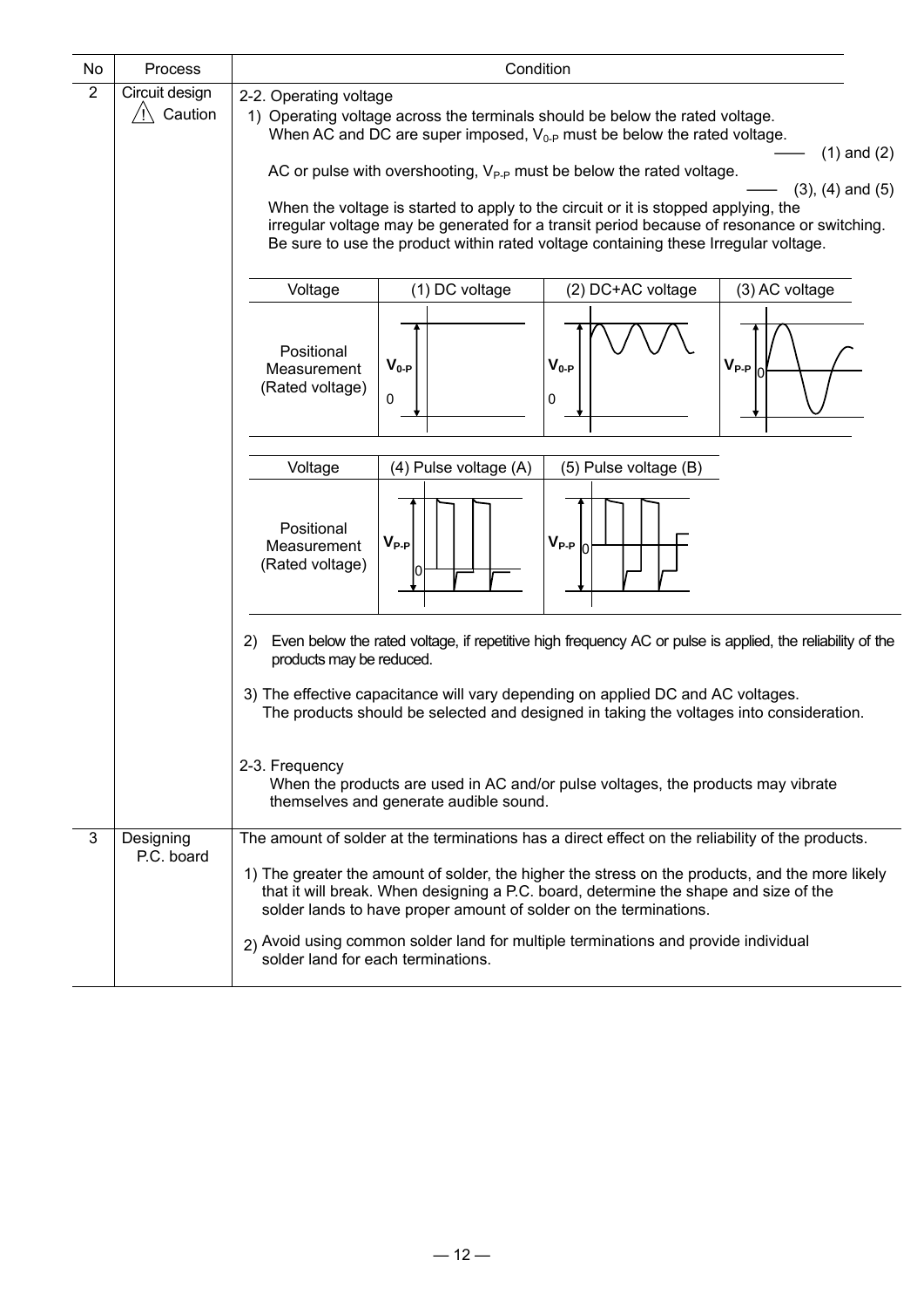| No | Process | Condition |
|---|---|---|
| 2 | Circuit design ⚠ Caution | 2-2. Operating voltage<br>1) Operating voltage across the terminals should be below the rated voltage.<br>When AC and DC are super imposed, $V_{0\text{-}P}$ must be below the rated voltage. —— (1) and (2)<br>AC or pulse with overshooting, $V_{P\text{-}P}$ must be below the rated voltage. —— (3), (4) and (5)<br>When the voltage is started to apply to the circuit or it is stopped applying, the irregular voltage may be generated for a transit period because of resonance or switching. Be sure to use the product within rated voltage containing these Irregular voltage. |

| Voltage | (1) DC voltage | (2) DC+AC voltage | (3) AC voltage |
|---|---|---|---|
| Positional Measurement (Rated voltage) | $V_{0\text{-}P}$ | $V_{0\text{-}P}$ | $V_{P\text{-}P}$ |

| Voltage | (4) Pulse voltage (A) | (5) Pulse voltage (B) |
|---|---|---|
| Positional Measurement (Rated voltage) | $V_{P\text{-}P}$ | $V_{P\text{-}P}$ |

2) Even below the rated voltage, if repetitive high frequency AC or pulse is applied, the reliability of the products may be reduced.

3) The effective capacitance will vary depending on applied DC and AC voltages.
The products should be selected and designed in taking the voltages into consideration.

2-3. Frequency
When the products are used in AC and/or pulse voltages, the products may vibrate themselves and generate audible sound.

| No | Process | Condition |
|---|---|---|
| 3 | Designing P.C. board | The amount of solder at the terminations has a direct effect on the reliability of the products.<br>1) The greater the amount of solder, the higher the stress on the products, and the more likely that it will break. When designing a P.C. board, determine the shape and size of the solder lands to have proper amount of solder on the terminations.<br>2) Avoid using common solder land for multiple terminations and provide individual solder land for each terminations. |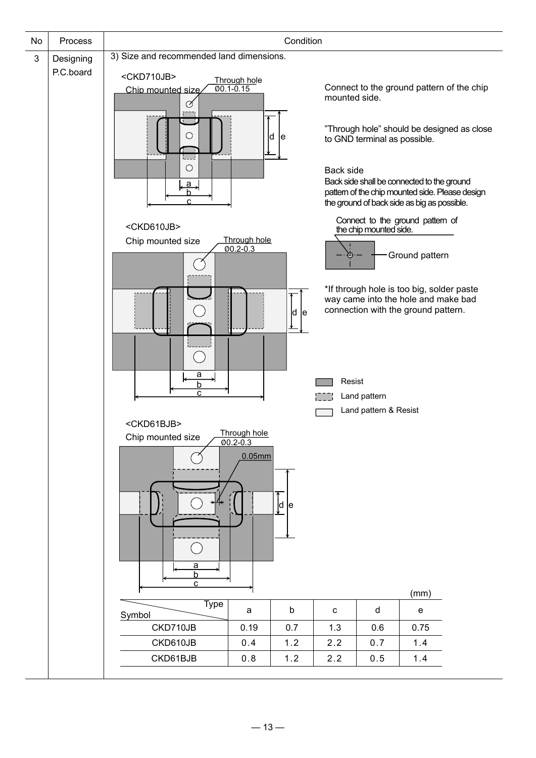| No | Process | Condition |
|---|---|---|
| 3 | Designing P.C.board | 3) Size and recommended land dimensions. |

<CKD710JB>

Chip mounted size

Through hole Ø0.1-0.15

Connect to the ground pattern of the chip mounted side.

"Through hole" should be designed as close to GND terminal as possible.

Back side

Back side shall be connected to the ground pattern of the chip mounted side. Please design the ground of back side as big as possible.

<CKD610JB>

Chip mounted size

Through hole Ø0.2-0.3

Connect to the ground pattern of the chip mounted side.

Ground pattern

*If through hole is too big, solder paste way came into the hole and make bad connection with the ground pattern.

Resist

Land pattern

Land pattern & Resist

<CKD61BJB>

Chip mounted size

Through hole Ø0.2-0.3

0.05mm

(mm)

| Symbol \ Type | a | b | c | d | e |
|---|---|---|---|---|---|
| CKD710JB | 0.19 | 0.7 | 1.3 | 0.6 | 0.75 |
| CKD610JB | 0.4 | 1.2 | 2.2 | 0.7 | 1.4 |
| CKD61BJB | 0.8 | 1.2 | 2.2 | 0.5 | 1.4 |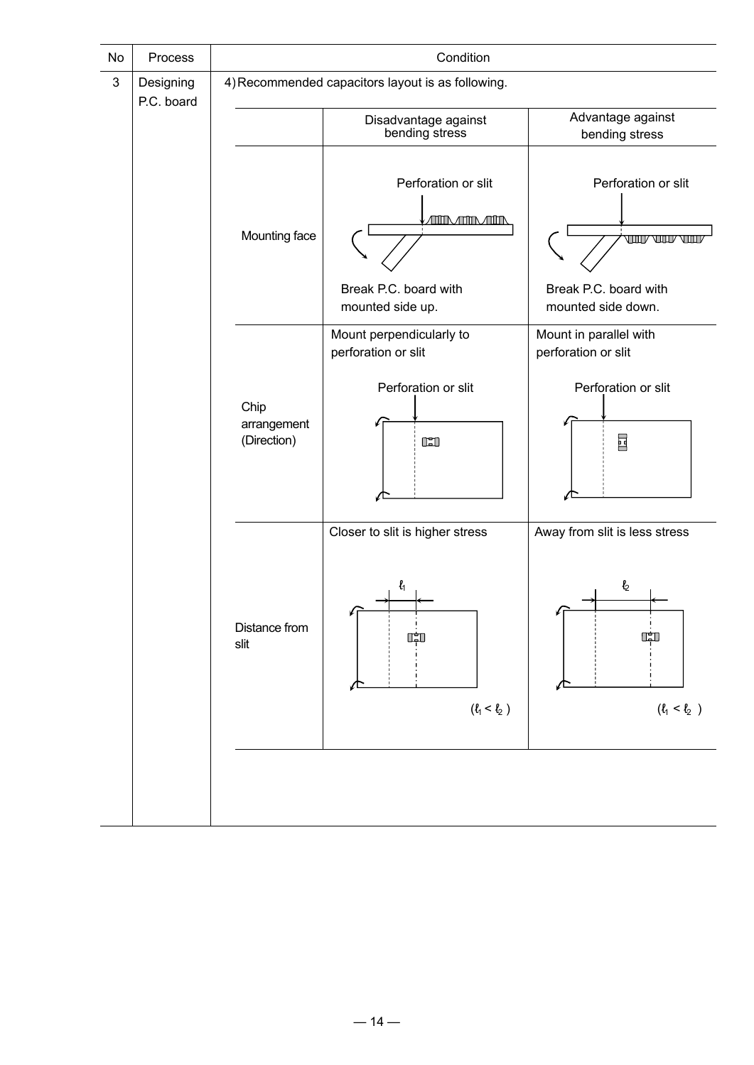| No | Process | Condition |
|---|---|---|
| 3 | Designing P.C. board | 4) Recommended capacitors layout is as following. |

| | Disadvantage against bending stress | Advantage against bending stress |
|---|---|---|
| Mounting face | Perforation or slit<br>Break P.C. board with mounted side up. | Perforation or slit<br>Break P.C. board with mounted side down. |
| Chip arrangement (Direction) | Mount perpendicularly to perforation or slit<br>Perforation or slit | Mount in parallel with perforation or slit<br>Perforation or slit |
| Distance from slit | Closer to slit is higher stress<br>$\ell_1$<br>($\ell_1 < \ell_2$) | Away from slit is less stress<br>$\ell_2$<br>($\ell_1 < \ell_2$) |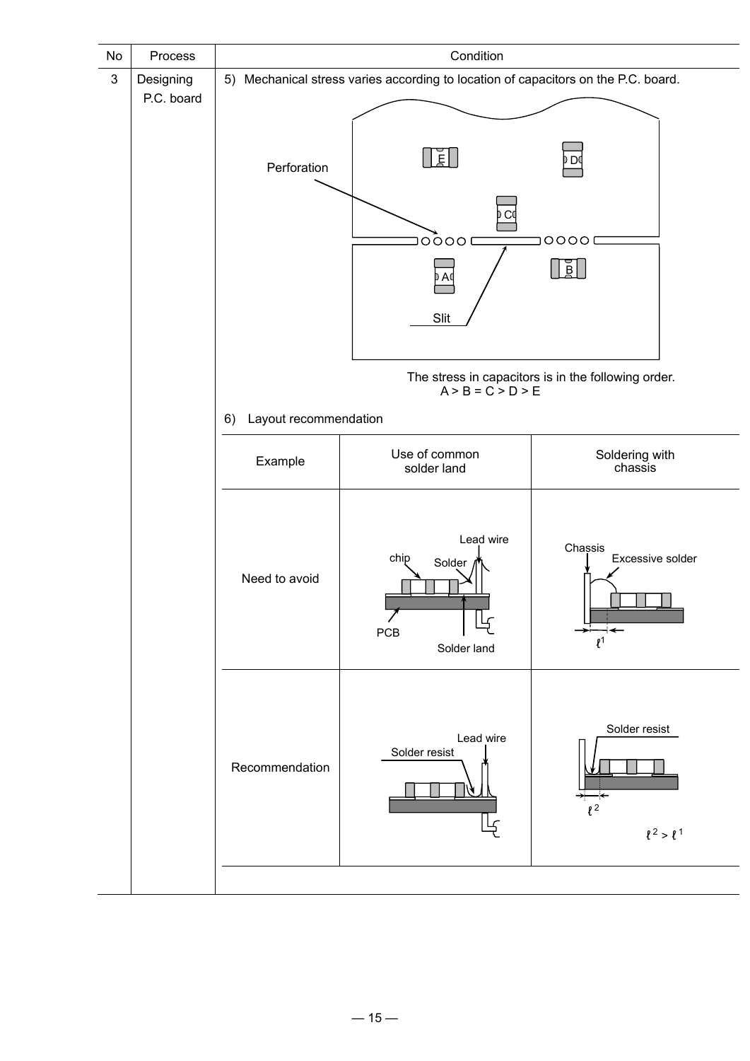| No | Process | Condition |
|---|---|---|
| 3 | Designing P.C. board | 5) Mechanical stress varies according to location of capacitors on the P.C. board. |

Perforation

Slit

The stress in capacitors is in the following order.
A > B = C > D > E

6) Layout recommendation

| Example | Use of common solder land | Soldering with chassis |
|---|---|---|
| Need to avoid | Lead wire, chip, Solder, PCB, Solder land | Chassis, Excessive solder, $\ell^1$ |
| Recommendation | Lead wire, Solder resist | Solder resist, $\ell^2$; $\ell^2 > \ell^1$ |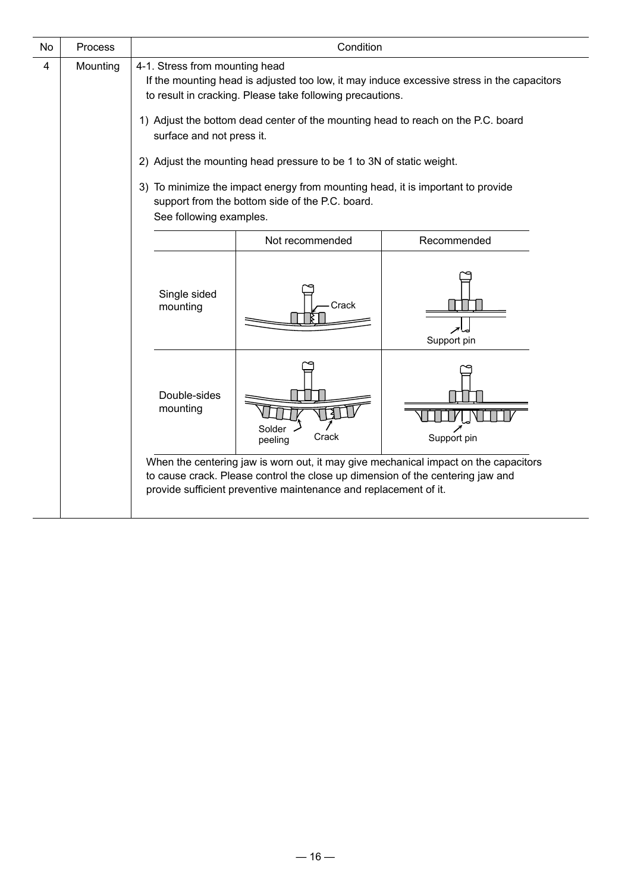| No | Process | Condition |
|---|---|---|
| 4 | Mounting | 4-1. Stress from mounting head<br>If the mounting head is adjusted too low, it may induce excessive stress in the capacitors to result in cracking. Please take following precautions.<br><br>1) Adjust the bottom dead center of the mounting head to reach on the P.C. board surface and not press it.<br><br>2) Adjust the mounting head pressure to be 1 to 3N of static weight.<br><br>3) To minimize the impact energy from mounting head, it is important to provide support from the bottom side of the P.C. board.<br>See following examples. |

| | Not recommended | Recommended |
|---|---|---|
| Single sided mounting | Crack | Support pin |
| Double-sides mounting | Solder peeling, Crack | Support pin |

When the centering jaw is worn out, it may give mechanical impact on the capacitors to cause crack. Please control the close up dimension of the centering jaw and provide sufficient preventive maintenance and replacement of it.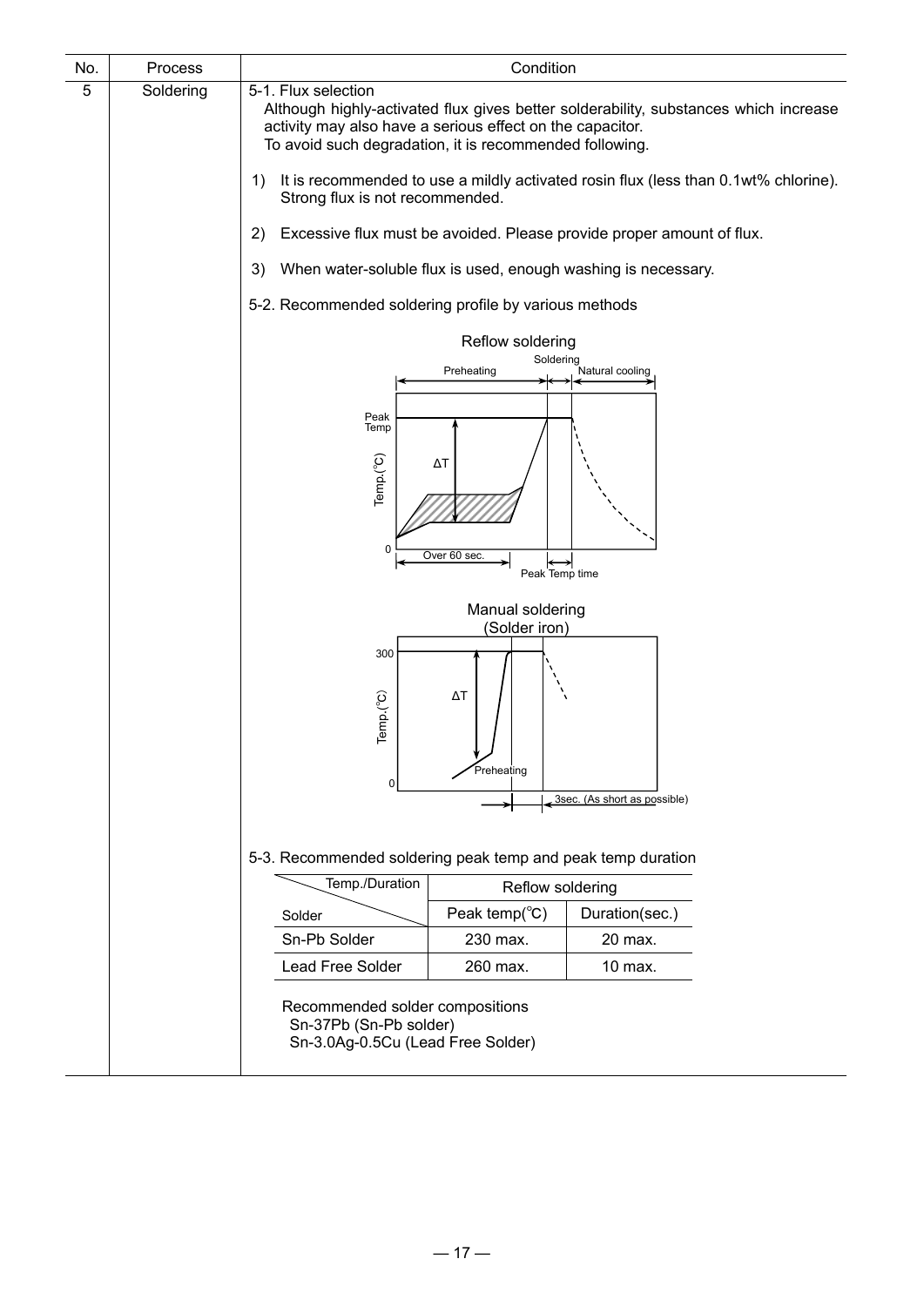| No. | Process | Condition |
|---|---|---|
| 5 | Soldering | 5-1. Flux selection |

5-1. Flux selection

Although highly-activated flux gives better solderability, substances which increase activity may also have a serious effect on the capacitor.
To avoid such degradation, it is recommended following.

1) It is recommended to use a mildly activated rosin flux (less than 0.1wt% chlorine). Strong flux is not recommended.

2) Excessive flux must be avoided. Please provide proper amount of flux.

3) When water-soluble flux is used, enough washing is necessary.

5-2. Recommended soldering profile by various methods

Reflow soldering

Preheating / Soldering / Natural cooling
Peak Temp, Temp.(℃), ΔT, 0, Over 60 sec., Peak Temp time

Manual soldering
(Solder iron)

300, Temp.(℃), ΔT, Preheating, 0, 3sec. (As short as possible)

5-3. Recommended soldering peak temp and peak temp duration

| Temp./Duration \ Solder | Reflow soldering | |
|---|---|---|
| | Peak temp(℃) | Duration(sec.) |
| Sn-Pb Solder | 230 max. | 20 max. |
| Lead Free Solder | 260 max. | 10 max. |

Recommended solder compositions
Sn-37Pb (Sn-Pb solder)
Sn-3.0Ag-0.5Cu (Lead Free Solder)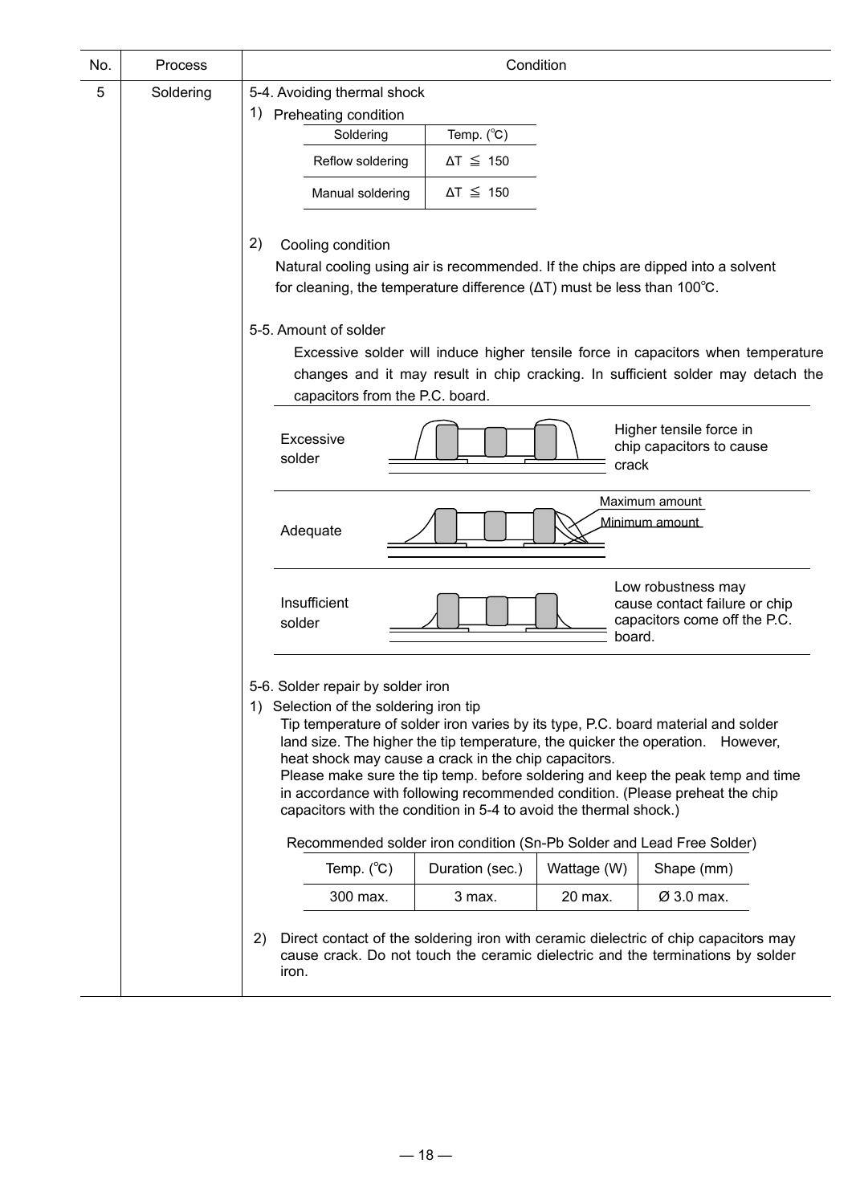| No. | Process | Condition |
|---|---|---|
| 5 | Soldering | 5-4. Avoiding thermal shock |

5-4. Avoiding thermal shock

1) Preheating condition

| Soldering | Temp. (℃) |
|---|---|
| Reflow soldering | ΔT ≦ 150 |
| Manual soldering | ΔT ≦ 150 |

2) Cooling condition

Natural cooling using air is recommended. If the chips are dipped into a solvent for cleaning, the temperature difference (ΔT) must be less than 100℃.

5-5. Amount of solder

Excessive solder will induce higher tensile force in capacitors when temperature changes and it may result in chip cracking. In sufficient solder may detach the capacitors from the P.C. board.

| Condition | Note |
|---|---|
| Excessive solder | Higher tensile force in chip capacitors to cause crack |
| Adequate | Maximum amount / Minimum amount |
| Insufficient solder | Low robustness may cause contact failure or chip capacitors come off the P.C. board. |

5-6. Solder repair by solder iron

1) Selection of the soldering iron tip

Tip temperature of solder iron varies by its type, P.C. board material and solder land size. The higher the tip temperature, the quicker the operation. However, heat shock may cause a crack in the chip capacitors.
Please make sure the tip temp. before soldering and keep the peak temp and time in accordance with following recommended condition. (Please preheat the chip capacitors with the condition in 5-4 to avoid the thermal shock.)

Recommended solder iron condition (Sn-Pb Solder and Lead Free Solder)

| Temp. (℃) | Duration (sec.) | Wattage (W) | Shape (mm) |
|---|---|---|---|
| 300 max. | 3 max. | 20 max. | Ø 3.0 max. |

2) Direct contact of the soldering iron with ceramic dielectric of chip capacitors may cause crack. Do not touch the ceramic dielectric and the terminations by solder iron.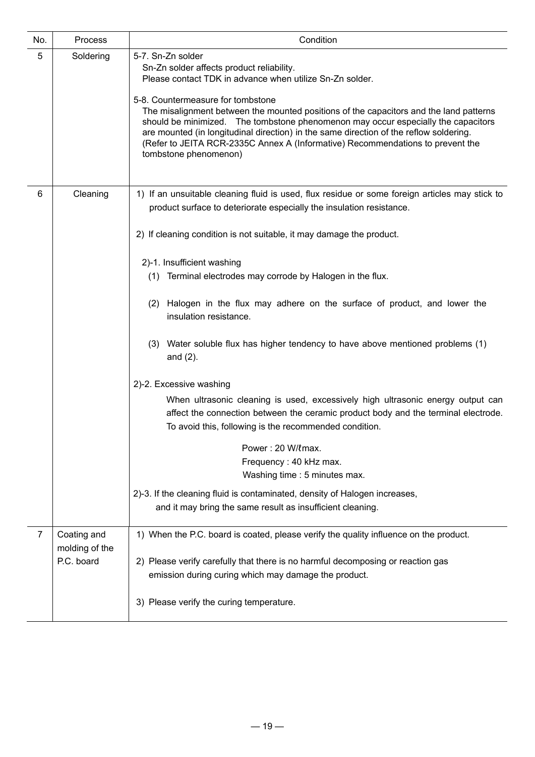| No. | Process | Condition |
|---|---|---|
| 5 | Soldering | 5-7. Sn-Zn solder<br>Sn-Zn solder affects product reliability.<br>Please contact TDK in advance when utilize Sn-Zn solder.<br><br>5-8. Countermeasure for tombstone<br>The misalignment between the mounted positions of the capacitors and the land patterns should be minimized. The tombstone phenomenon may occur especially the capacitors are mounted (in longitudinal direction) in the same direction of the reflow soldering.<br>(Refer to JEITA RCR-2335C Annex A (Informative) Recommendations to prevent the tombstone phenomenon) |
| 6 | Cleaning | 1) If an unsuitable cleaning fluid is used, flux residue or some foreign articles may stick to product surface to deteriorate especially the insulation resistance.<br><br>2) If cleaning condition is not suitable, it may damage the product.<br><br>2)-1. Insufficient washing<br>(1) Terminal electrodes may corrode by Halogen in the flux.<br><br>(2) Halogen in the flux may adhere on the surface of product, and lower the insulation resistance.<br><br>(3) Water soluble flux has higher tendency to have above mentioned problems (1) and (2).<br><br>2)-2. Excessive washing<br>When ultrasonic cleaning is used, excessively high ultrasonic energy output can affect the connection between the ceramic product body and the terminal electrode. To avoid this, following is the recommended condition.<br><br>Power : 20 W/ℓmax.<br>Frequency : 40 kHz max.<br>Washing time : 5 minutes max.<br><br>2)-3. If the cleaning fluid is contaminated, density of Halogen increases, and it may bring the same result as insufficient cleaning. |
| 7 | Coating and molding of the P.C. board | 1) When the P.C. board is coated, please verify the quality influence on the product.<br><br>2) Please verify carefully that there is no harmful decomposing or reaction gas emission during curing which may damage the product.<br><br>3) Please verify the curing temperature. |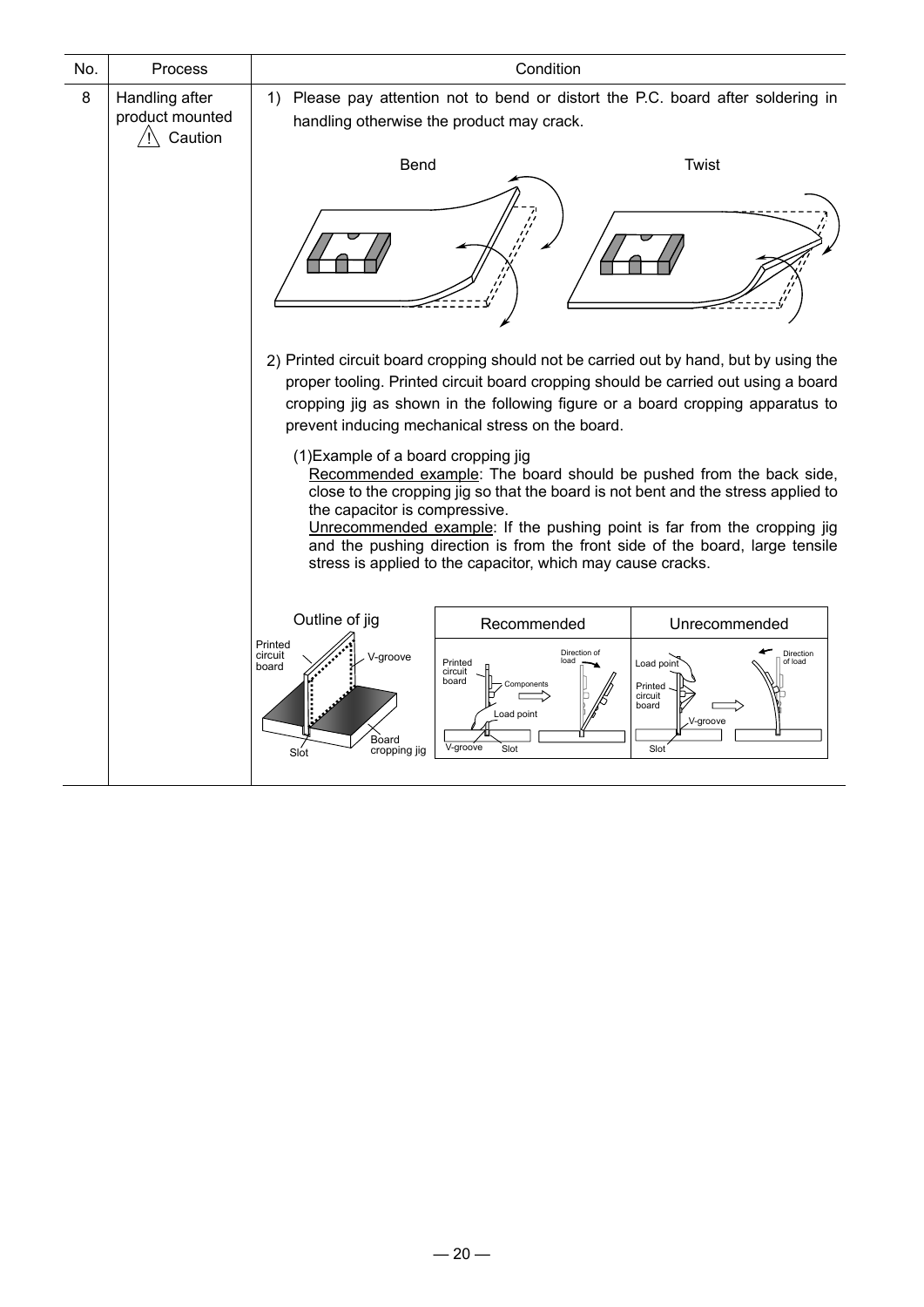| No. | Process | Condition |
|---|---|---|
| 8 | Handling after product mounted ⚠ Caution | 1) Please pay attention not to bend or distort the P.C. board after soldering in handling otherwise the product may crack.<br><br>Bend Twist<br><br>2) Printed circuit board cropping should not be carried out by hand, but by using the proper tooling. Printed circuit board cropping should be carried out using a board cropping jig as shown in the following figure or a board cropping apparatus to prevent inducing mechanical stress on the board.<br><br>(1)Example of a board cropping jig<br>Recommended example: The board should be pushed from the back side, close to the cropping jig so that the board is not bent and the stress applied to the capacitor is compressive.<br>Unrecommended example: If the pushing point is far from the cropping jig and the pushing direction is from the front side of the board, large tensile stress is applied to the capacitor, which may cause cracks.<br><br>Outline of jig: Printed circuit board, V-groove, Slot, Board cropping jig<br>Recommended: Printed circuit board, Components, Load point, Direction of load, V-groove, Slot<br>Unrecommended: Load point, Printed circuit board, V-groove, Slot, Direction of load |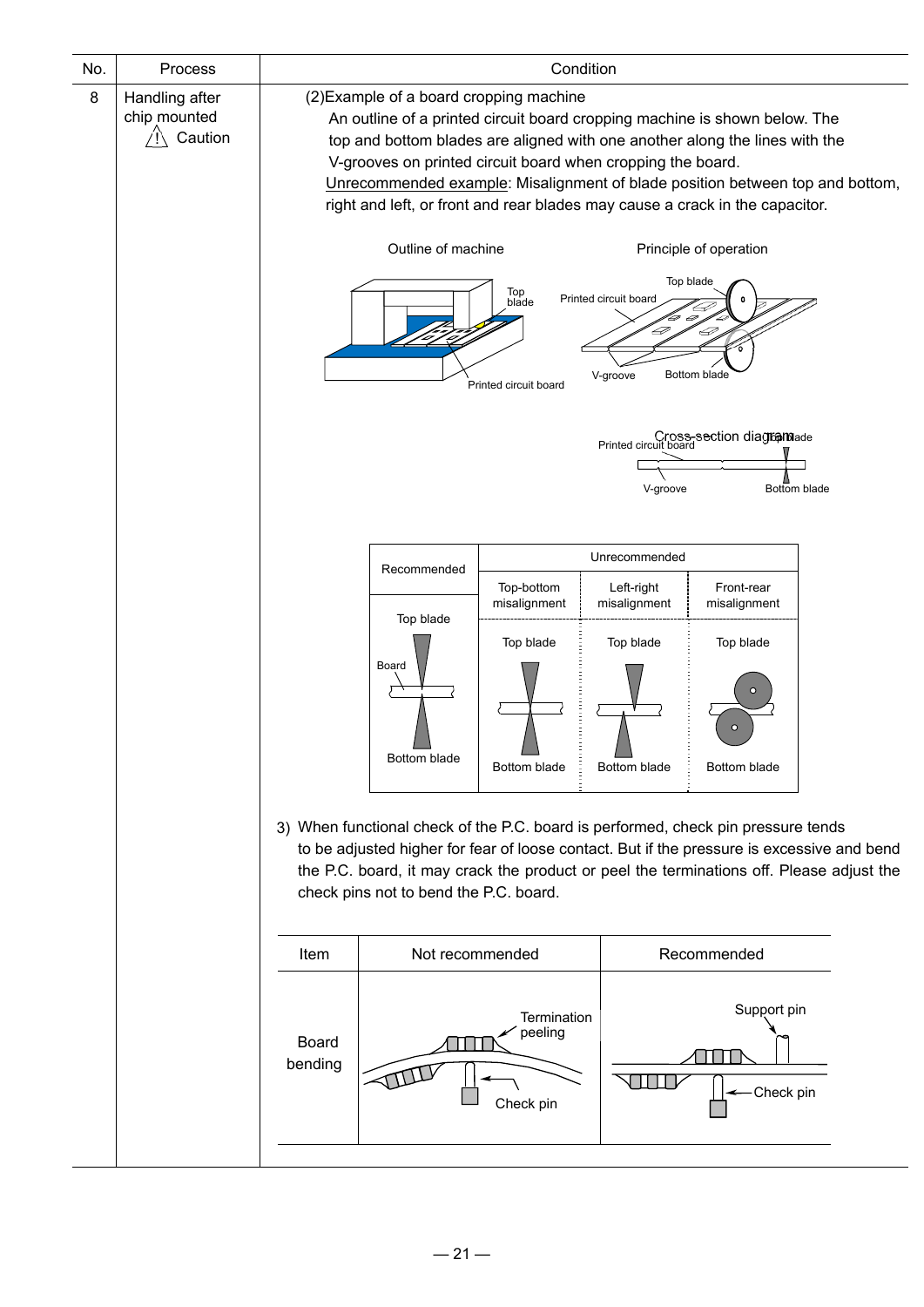| No. | Process | Condition |
|---|---|---|
| 8 | Handling after chip mounted ⚠ Caution | (2)Example of a board cropping machine<br>An outline of a printed circuit board cropping machine is shown below. The top and bottom blades are aligned with one another along the lines with the V-grooves on printed circuit board when cropping the board.<br><u>Unrecommended example</u>: Misalignment of blade position between top and bottom, right and left, or front and rear blades may cause a crack in the capacitor. |

Outline of machine

Top blade

Printed circuit board

Principle of operation

Top blade

Printed circuit board

V-groove

Bottom blade

Cross-section diagram

Printed circuit board

Top blade

V-groove

Bottom blade

| Recommended | Unrecommended | | |
|---|---|---|---|
| | Top-bottom misalignment | Left-right misalignment | Front-rear misalignment |
| Top blade / Board / Bottom blade | Top blade / Bottom blade | Top blade / Bottom blade | Top blade / Bottom blade |

3) When functional check of the P.C. board is performed, check pin pressure tends to be adjusted higher for fear of loose contact. But if the pressure is excessive and bend the P.C. board, it may crack the product or peel the terminations off. Please adjust the check pins not to bend the P.C. board.

| Item | Not recommended | Recommended |
|---|---|---|
| Board bending | Termination peeling / Check pin | Support pin / Check pin |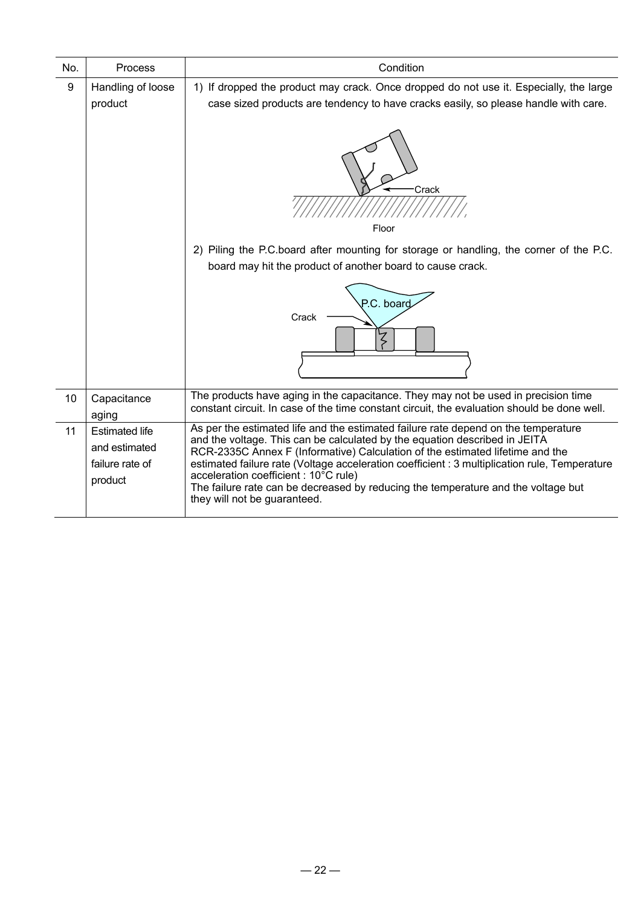| No. | Process | Condition |
|---|---|---|
| 9 | Handling of loose product | 1) If dropped the product may crack. Once dropped do not use it. Especially, the large case sized products are tendency to have cracks easily, so please handle with care.<br><br>Crack<br>Floor<br><br>2) Piling the P.C.board after mounting for storage or handling, the corner of the P.C. board may hit the product of another board to cause crack.<br><br>P.C. board<br>Crack |
| 10 | Capacitance aging | The products have aging in the capacitance. They may not be used in precision time constant circuit. In case of the time constant circuit, the evaluation should be done well. |
| 11 | Estimated life and estimated failure rate of product | As per the estimated life and the estimated failure rate depend on the temperature and the voltage. This can be calculated by the equation described in JEITA RCR-2335C Annex F (Informative) Calculation of the estimated lifetime and the estimated failure rate (Voltage acceleration coefficient : 3 multiplication rule, Temperature acceleration coefficient : 10°C rule)<br>The failure rate can be decreased by reducing the temperature and the voltage but they will not be guaranteed. |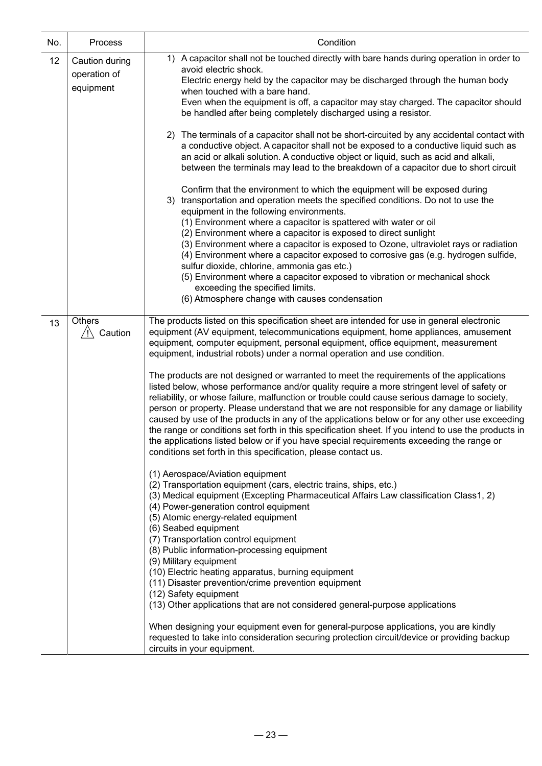| No. | Process | Condition |
|---|---|---|
| 12 | Caution during operation of equipment | 1) A capacitor shall not be touched directly with bare hands during operation in order to avoid electric shock.<br>Electric energy held by the capacitor may be discharged through the human body when touched with a bare hand.<br>Even when the equipment is off, a capacitor may stay charged. The capacitor should be handled after being completely discharged using a resistor.<br><br>2) The terminals of a capacitor shall not be short-circuited by any accidental contact with a conductive object. A capacitor shall not be exposed to a conductive liquid such as an acid or alkali solution. A conductive object or liquid, such as acid and alkali, between the terminals may lead to the breakdown of a capacitor due to short circuit<br><br>3) Confirm that the environment to which the equipment will be exposed during transportation and operation meets the specified conditions. Do not to use the equipment in the following environments.<br>(1) Environment where a capacitor is spattered with water or oil<br>(2) Environment where a capacitor is exposed to direct sunlight<br>(3) Environment where a capacitor is exposed to Ozone, ultraviolet rays or radiation<br>(4) Environment where a capacitor exposed to corrosive gas (e.g. hydrogen sulfide, sulfur dioxide, chlorine, ammonia gas etc.)<br>(5) Environment where a capacitor exposed to vibration or mechanical shock exceeding the specified limits.<br>(6) Atmosphere change with causes condensation |
| 13 | Others<br>⚠ Caution | The products listed on this specification sheet are intended for use in general electronic equipment (AV equipment, telecommunications equipment, home appliances, amusement equipment, computer equipment, personal equipment, office equipment, measurement equipment, industrial robots) under a normal operation and use condition.<br><br>The products are not designed or warranted to meet the requirements of the applications listed below, whose performance and/or quality require a more stringent level of safety or reliability, or whose failure, malfunction or trouble could cause serious damage to society, person or property. Please understand that we are not responsible for any damage or liability caused by use of the products in any of the applications below or for any other use exceeding the range or conditions set forth in this specification sheet. If you intend to use the products in the applications listed below or if you have special requirements exceeding the range or conditions set forth in this specification, please contact us.<br><br>(1) Aerospace/Aviation equipment<br>(2) Transportation equipment (cars, electric trains, ships, etc.)<br>(3) Medical equipment (Excepting Pharmaceutical Affairs Law classification Class1, 2)<br>(4) Power-generation control equipment<br>(5) Atomic energy-related equipment<br>(6) Seabed equipment<br>(7) Transportation control equipment<br>(8) Public information-processing equipment<br>(9) Military equipment<br>(10) Electric heating apparatus, burning equipment<br>(11) Disaster prevention/crime prevention equipment<br>(12) Safety equipment<br>(13) Other applications that are not considered general-purpose applications<br><br>When designing your equipment even for general-purpose applications, you are kindly requested to take into consideration securing protection circuit/device or providing backup circuits in your equipment. |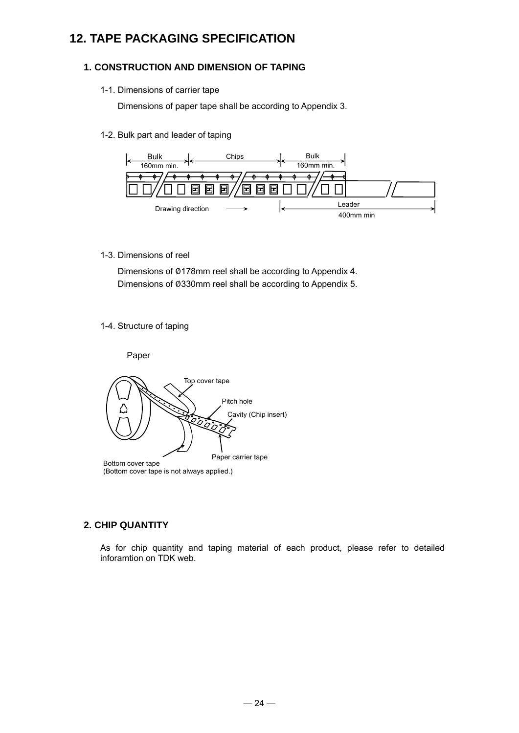# 12. TAPE PACKAGING SPECIFICATION

## 1. CONSTRUCTION AND DIMENSION OF TAPING

1-1. Dimensions of carrier tape

Dimensions of paper tape shall be according to Appendix 3.

1-2. Bulk part and leader of taping

1-3. Dimensions of reel

Dimensions of Ø178mm reel shall be according to Appendix 4.
Dimensions of Ø330mm reel shall be according to Appendix 5.

1-4. Structure of taping

## 2. CHIP QUANTITY

As for chip quantity and taping material of each product, please refer to detailed inforamtion on TDK web.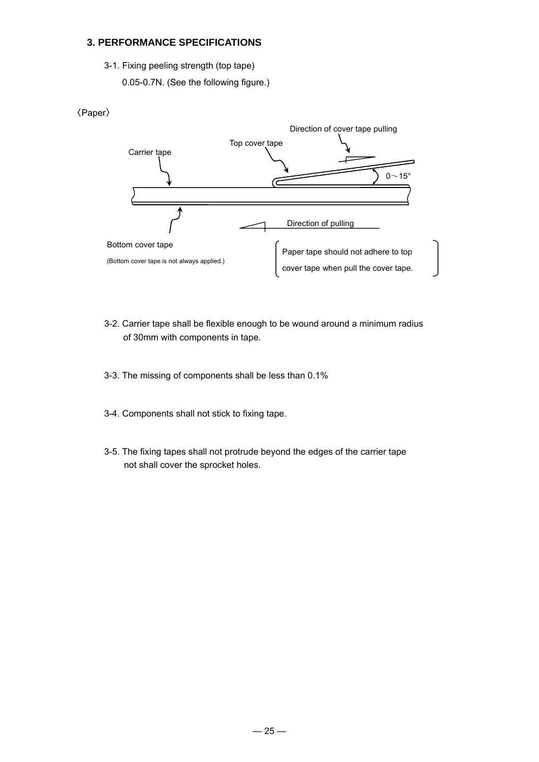## 3. PERFORMANCE SPECIFICATIONS

3-1. Fixing peeling strength (top tape)

0.05-0.7N. (See the following figure.)

〈Paper〉

Direction of cover tape pulling

Top cover tape

Carrier tape

0～15°

Direction of pulling

Bottom cover tape

(Bottom cover tape is not always applied.)

Paper tape should not adhere to top cover tape when pull the cover tape.

3-2. Carrier tape shall be flexible enough to be wound around a minimum radius of 30mm with components in tape.

3-3. The missing of components shall be less than 0.1%

3-4. Components shall not stick to fixing tape.

3-5. The fixing tapes shall not protrude beyond the edges of the carrier tape not shall cover the sprocket holes.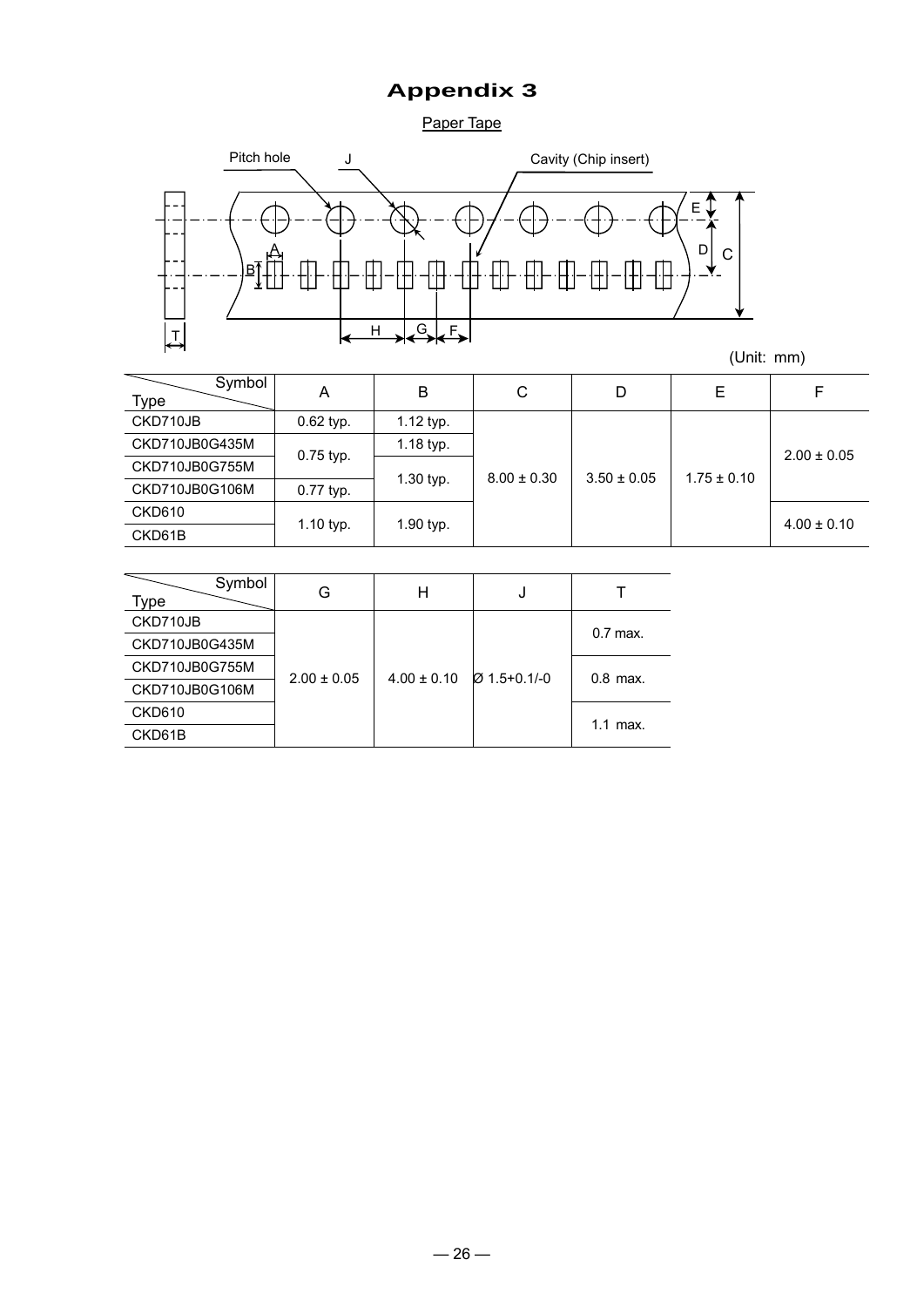# Appendix 3

Paper Tape

Pitch hole J Cavity (Chip insert)

(Unit: mm)

| Type \ Symbol | A | B | C | D | E | F |
|---|---|---|---|---|---|---|
| CKD710JB | 0.62 typ. | 1.12 typ. | 8.00 ± 0.30 | 3.50 ± 0.05 | 1.75 ± 0.10 | 2.00 ± 0.05 |
| CKD710JB0G435M | 0.75 typ. | 1.18 typ. | | | | |
| CKD710JB0G755M | | 1.30 typ. | | | | |
| CKD710JB0G106M | 0.77 typ. | | | | | |
| CKD610 | 1.10 typ. | 1.90 typ. | | | | 4.00 ± 0.10 |
| CKD61B | | | | | | |

| Type \ Symbol | G | H | J | T |
|---|---|---|---|---|
| CKD710JB | 2.00 ± 0.05 | 4.00 ± 0.10 | Ø 1.5+0.1/-0 | 0.7 max. |
| CKD710JB0G435M | | | | |
| CKD710JB0G755M | | | | 0.8 max. |
| CKD710JB0G106M | | | | |
| CKD610 | | | | 1.1 max. |
| CKD61B | | | | |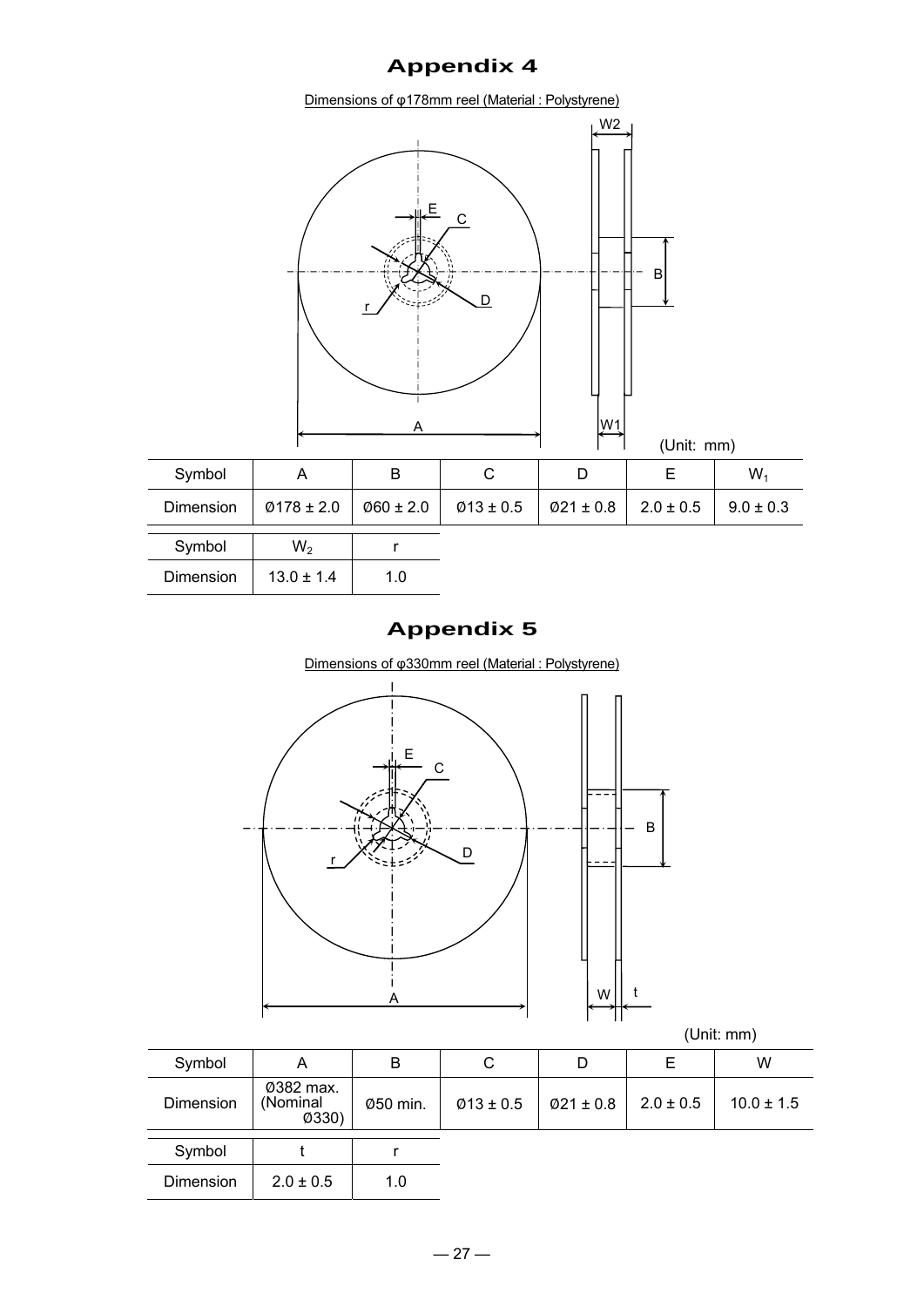# Appendix 4

Dimensions of φ178mm reel (Material : Polystyrene)

W2

E

C

B

r

D

A

W1

(Unit: mm)

| Symbol | A | B | C | D | E | $W_1$ |
|---|---|---|---|---|---|---|
| Dimension | Ø178 ± 2.0 | Ø60 ± 2.0 | Ø13 ± 0.5 | Ø21 ± 0.8 | 2.0 ± 0.5 | 9.0 ± 0.3 |

| Symbol | $W_2$ | r |
|---|---|---|
| Dimension | 13.0 ± 1.4 | 1.0 |

# Appendix 5

Dimensions of φ330mm reel (Material : Polystyrene)

E

C

B

r

D

A

W

t

(Unit: mm)

| Symbol | A | B | C | D | E | W |
|---|---|---|---|---|---|---|
| Dimension | Ø382 max. (Nominal Ø330) | Ø50 min. | Ø13 ± 0.5 | Ø21 ± 0.8 | 2.0 ± 0.5 | 10.0 ± 1.5 |

| Symbol | t | r |
|---|---|---|
| Dimension | 2.0 ± 0.5 | 1.0 |